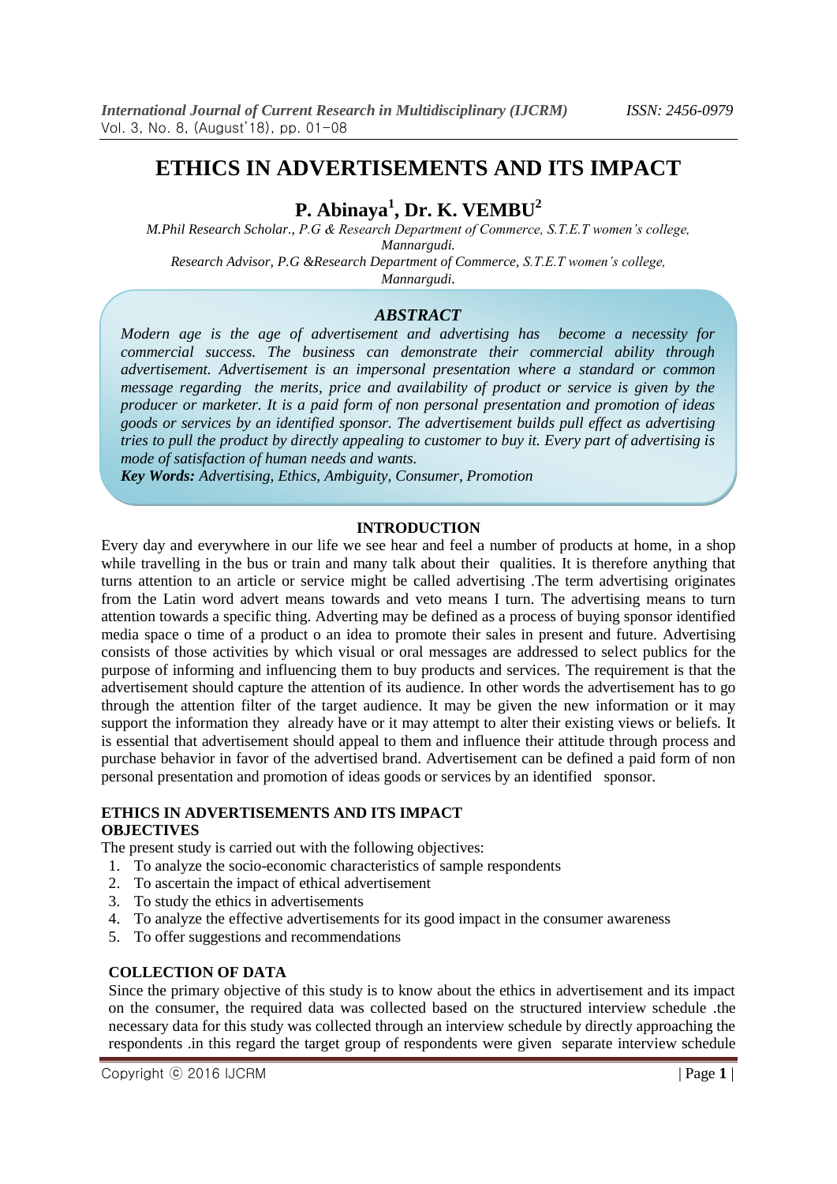# ETHICS IN ADVERTISEMENTS AND ITS IMPACT

**P. Abinaya[1], Dr. K. VEMBU[2]**

*M.Phil Research Scholar., P.G & Research Department of Commerce, S.T.E.T women's college, Mannargudi.*
*Research Advisor, P.G &Research Department of Commerce, S.T.E.T women's college, Mannargudi.*

## *ABSTRACT*

*Modern age is the age of advertisement and advertising has become a necessity for commercial success. The business can demonstrate their commercial ability through advertisement. Advertisement is an impersonal presentation where a standard or common message regarding the merits, price and availability of product or service is given by the producer or marketer. It is a paid form of non personal presentation and promotion of ideas goods or services by an identified sponsor. The advertisement builds pull effect as advertising tries to pull the product by directly appealing to customer to buy it. Every part of advertising is mode of satisfaction of human needs and wants.*

***Key Words:*** *Advertising, Ethics, Ambiguity, Consumer, Promotion*

## INTRODUCTION

Every day and everywhere in our life we see hear and feel a number of products at home, in a shop while travelling in the bus or train and many talk about their qualities. It is therefore anything that turns attention to an article or service might be called advertising .The term advertising originates from the Latin word advert means towards and veto means I turn. The advertising means to turn attention towards a specific thing. Adverting may be defined as a process of buying sponsor identified media space o time of a product o an idea to promote their sales in present and future. Advertising consists of those activities by which visual or oral messages are addressed to select publics for the purpose of informing and influencing them to buy products and services. The requirement is that the advertisement should capture the attention of its audience. In other words the advertisement has to go through the attention filter of the target audience. It may be given the new information or it may support the information they already have or it may attempt to alter their existing views or beliefs. It is essential that advertisement should appeal to them and influence their attitude through process and purchase behavior in favor of the advertised brand. Advertisement can be defined a paid form of non personal presentation and promotion of ideas goods or services by an identified sponsor.

**ETHICS IN ADVERTISEMENTS AND ITS IMPACT**

### OBJECTIVES

The present study is carried out with the following objectives:

1. To analyze the socio-economic characteristics of sample respondents
2. To ascertain the impact of ethical advertisement
3. To study the ethics in advertisements
4. To analyze the effective advertisements for its good impact in the consumer awareness
5. To offer suggestions and recommendations

### COLLECTION OF DATA

Since the primary objective of this study is to know about the ethics in advertisement and its impact on the consumer, the required data was collected based on the structured interview schedule .the necessary data for this study was collected through an interview schedule by directly approaching the respondents .in this regard the target group of respondents were given separate interview schedule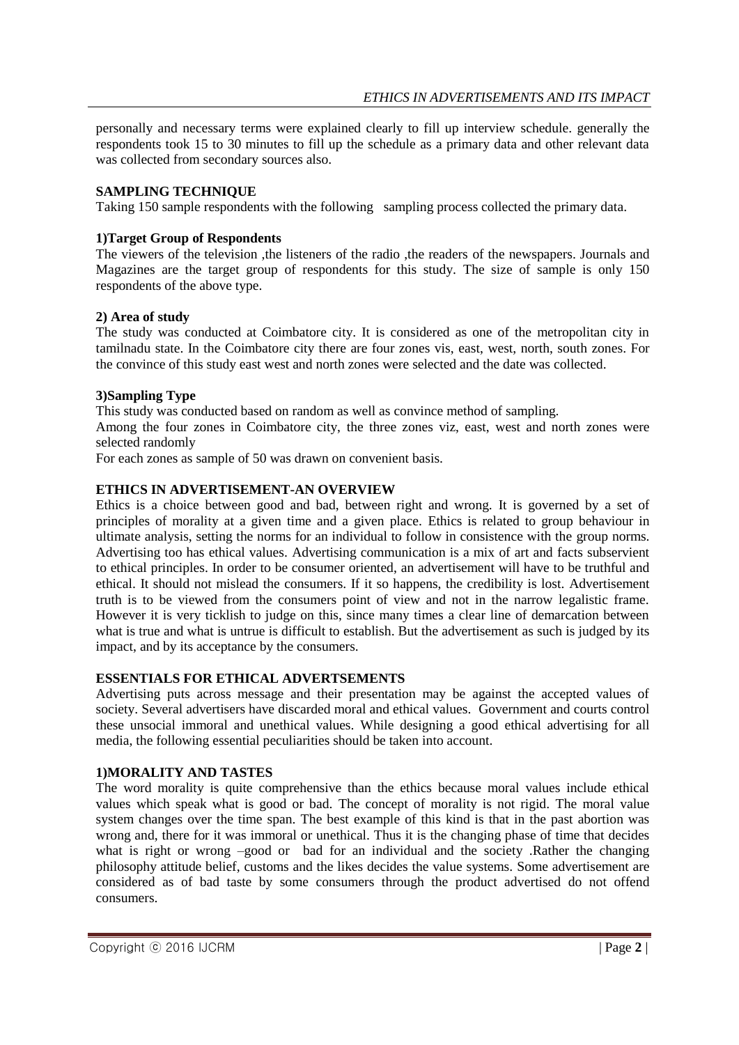personally and necessary terms were explained clearly to fill up interview schedule. generally the respondents took 15 to 30 minutes to fill up the schedule as a primary data and other relevant data was collected from secondary sources also.

**SAMPLING TECHNIQUE**

Taking 150 sample respondents with the following sampling process collected the primary data.

**1)Target Group of Respondents**

The viewers of the television ,the listeners of the radio ,the readers of the newspapers. Journals and Magazines are the target group of respondents for this study. The size of sample is only 150 respondents of the above type.

**2) Area of study**

The study was conducted at Coimbatore city. It is considered as one of the metropolitan city in tamilnadu state. In the Coimbatore city there are four zones vis, east, west, north, south zones. For the convince of this study east west and north zones were selected and the date was collected.

**3)Sampling Type**

This study was conducted based on random as well as convince method of sampling.

Among the four zones in Coimbatore city, the three zones viz, east, west and north zones were selected randomly

For each zones as sample of 50 was drawn on convenient basis.

**ETHICS IN ADVERTISEMENT-AN OVERVIEW**

Ethics is a choice between good and bad, between right and wrong. It is governed by a set of principles of morality at a given time and a given place. Ethics is related to group behaviour in ultimate analysis, setting the norms for an individual to follow in consistence with the group norms. Advertising too has ethical values. Advertising communication is a mix of art and facts subservient to ethical principles. In order to be consumer oriented, an advertisement will have to be truthful and ethical. It should not mislead the consumers. If it so happens, the credibility is lost. Advertisement truth is to be viewed from the consumers point of view and not in the narrow legalistic frame. However it is very ticklish to judge on this, since many times a clear line of demarcation between what is true and what is untrue is difficult to establish. But the advertisement as such is judged by its impact, and by its acceptance by the consumers.

**ESSENTIALS FOR ETHICAL ADVERTSEMENTS**

Advertising puts across message and their presentation may be against the accepted values of society. Several advertisers have discarded moral and ethical values. Government and courts control these unsocial immoral and unethical values. While designing a good ethical advertising for all media, the following essential peculiarities should be taken into account.

**1)MORALITY AND TASTES**

The word morality is quite comprehensive than the ethics because moral values include ethical values which speak what is good or bad. The concept of morality is not rigid. The moral value system changes over the time span. The best example of this kind is that in the past abortion was wrong and, there for it was immoral or unethical. Thus it is the changing phase of time that decides what is right or wrong –good or bad for an individual and the society .Rather the changing philosophy attitude belief, customs and the likes decides the value systems. Some advertisement are considered as of bad taste by some consumers through the product advertised do not offend consumers.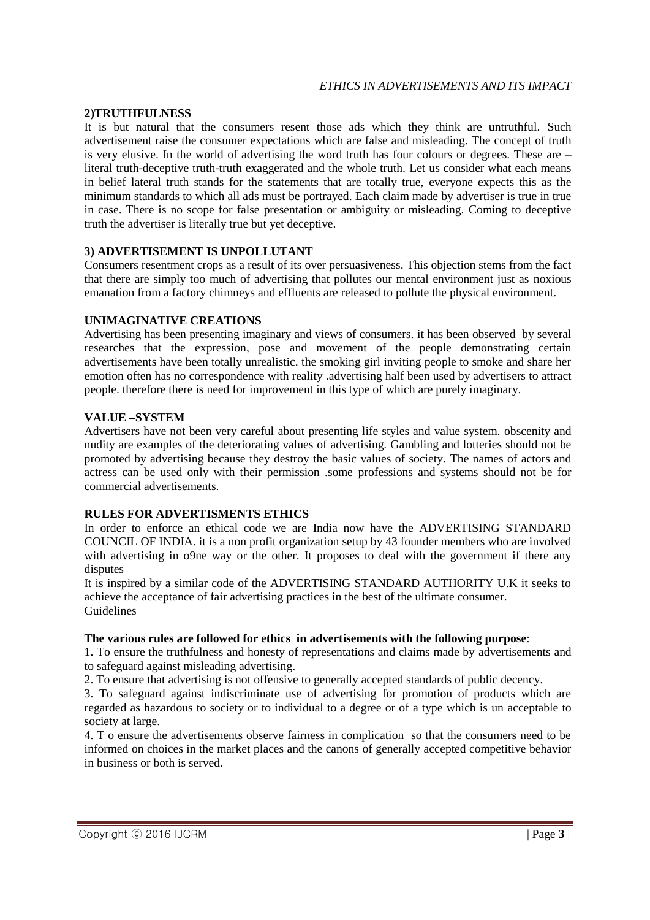### 2)TRUTHFULNESS

It is but natural that the consumers resent those ads which they think are untruthful. Such advertisement raise the consumer expectations which are false and misleading. The concept of truth is very elusive. In the world of advertising the word truth has four colours or degrees. These are – literal truth-deceptive truth-truth exaggerated and the whole truth. Let us consider what each means in belief lateral truth stands for the statements that are totally true, everyone expects this as the minimum standards to which all ads must be portrayed. Each claim made by advertiser is true in true in case. There is no scope for false presentation or ambiguity or misleading. Coming to deceptive truth the advertiser is literally true but yet deceptive.

### 3) ADVERTISEMENT IS UNPOLLUTANT

Consumers resentment crops as a result of its over persuasiveness. This objection stems from the fact that there are simply too much of advertising that pollutes our mental environment just as noxious emanation from a factory chimneys and effluents are released to pollute the physical environment.

### UNIMAGINATIVE CREATIONS

Advertising has been presenting imaginary and views of consumers. it has been observed by several researches that the expression, pose and movement of the people demonstrating certain advertisements have been totally unrealistic. the smoking girl inviting people to smoke and share her emotion often has no correspondence with reality .advertising half been used by advertisers to attract people. therefore there is need for improvement in this type of which are purely imaginary.

### VALUE –SYSTEM

Advertisers have not been very careful about presenting life styles and value system. obscenity and nudity are examples of the deteriorating values of advertising. Gambling and lotteries should not be promoted by advertising because they destroy the basic values of society. The names of actors and actress can be used only with their permission .some professions and systems should not be for commercial advertisements.

### RULES FOR ADVERTISMENTS ETHICS

In order to enforce an ethical code we are India now have the ADVERTISING STANDARD COUNCIL OF INDIA. it is a non profit organization setup by 43 founder members who are involved with advertising in o9ne way or the other. It proposes to deal with the government if there any disputes

It is inspired by a similar code of the ADVERTISING STANDARD AUTHORITY U.K it seeks to achieve the acceptance of fair advertising practices in the best of the ultimate consumer.
Guidelines

**The various rules are followed for ethics in advertisements with the following purpose**:

1. To ensure the truthfulness and honesty of representations and claims made by advertisements and to safeguard against misleading advertising.
2. To ensure that advertising is not offensive to generally accepted standards of public decency.
3. To safeguard against indiscriminate use of advertising for promotion of products which are regarded as hazardous to society or to individual to a degree or of a type which is un acceptable to society at large.
4. T o ensure the advertisements observe fairness in complication so that the consumers need to be informed on choices in the market places and the canons of generally accepted competitive behavior in business or both is served.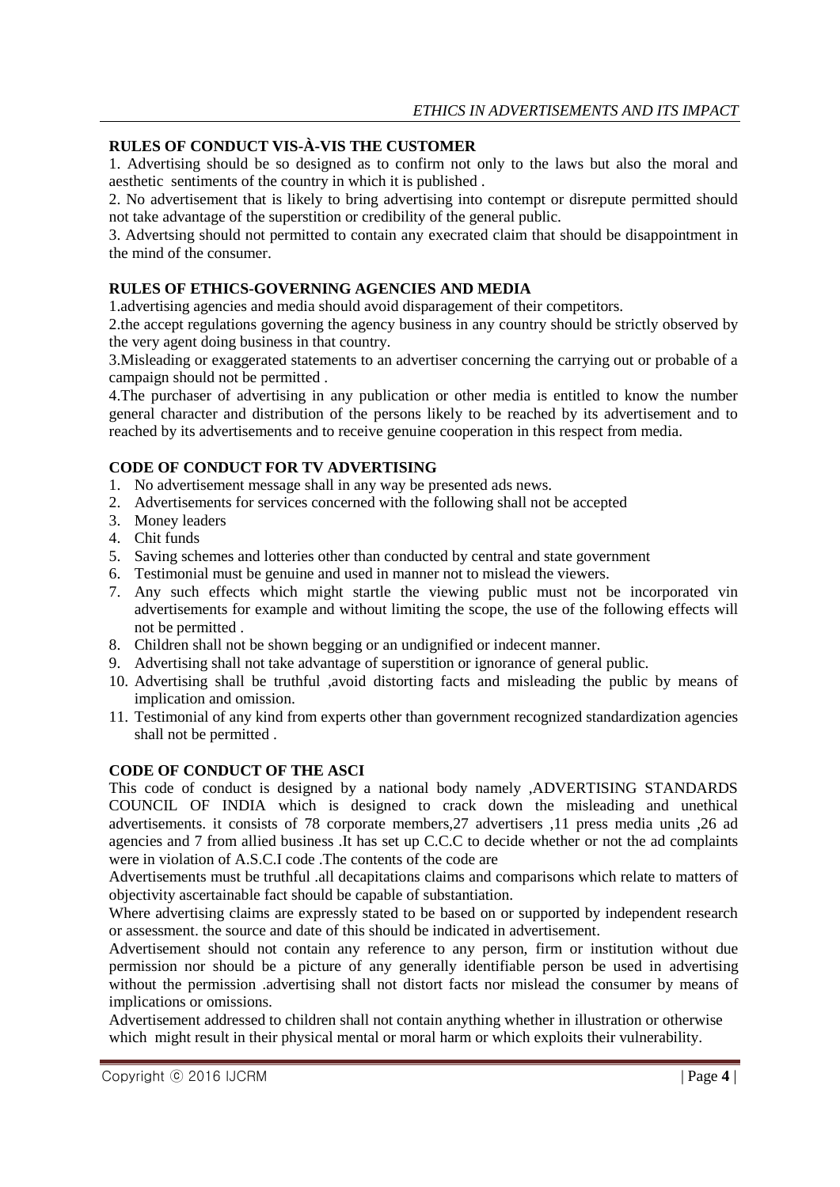### RULES OF CONDUCT VIS-À-VIS THE CUSTOMER

1. Advertising should be so designed as to confirm not only to the laws but also the moral and aesthetic sentiments of the country in which it is published .
2. No advertisement that is likely to bring advertising into contempt or disrepute permitted should not take advantage of the superstition or credibility of the general public.
3. Advertsing should not permitted to contain any execrated claim that should be disappointment in the mind of the consumer.

### RULES OF ETHICS-GOVERNING AGENCIES AND MEDIA

1.advertising agencies and media should avoid disparagement of their competitors.

2.the accept regulations governing the agency business in any country should be strictly observed by the very agent doing business in that country.

3.Misleading or exaggerated statements to an advertiser concerning the carrying out or probable of a campaign should not be permitted .

4.The purchaser of advertising in any publication or other media is entitled to know the number general character and distribution of the persons likely to be reached by its advertisement and to reached by its advertisements and to receive genuine cooperation in this respect from media.

### CODE OF CONDUCT FOR TV ADVERTISING

1. No advertisement message shall in any way be presented ads news.
2. Advertisements for services concerned with the following shall not be accepted
3. Money leaders
4. Chit funds
5. Saving schemes and lotteries other than conducted by central and state government
6. Testimonial must be genuine and used in manner not to mislead the viewers.
7. Any such effects which might startle the viewing public must not be incorporated vin advertisements for example and without limiting the scope, the use of the following effects will not be permitted .
8. Children shall not be shown begging or an undignified or indecent manner.
9. Advertising shall not take advantage of superstition or ignorance of general public.
10. Advertising shall be truthful ,avoid distorting facts and misleading the public by means of implication and omission.
11. Testimonial of any kind from experts other than government recognized standardization agencies shall not be permitted .

### CODE OF CONDUCT OF THE ASCI

This code of conduct is designed by a national body namely ,ADVERTISING STANDARDS COUNCIL OF INDIA which is designed to crack down the misleading and unethical advertisements. it consists of 78 corporate members,27 advertisers ,11 press media units ,26 ad agencies and 7 from allied business .It has set up C.C.C to decide whether or not the ad complaints were in violation of A.S.C.I code .The contents of the code are

Advertisements must be truthful .all decapitations claims and comparisons which relate to matters of objectivity ascertainable fact should be capable of substantiation.

Where advertising claims are expressly stated to be based on or supported by independent research or assessment. the source and date of this should be indicated in advertisement.

Advertisement should not contain any reference to any person, firm or institution without due permission nor should be a picture of any generally identifiable person be used in advertising without the permission .advertising shall not distort facts nor mislead the consumer by means of implications or omissions.

Advertisement addressed to children shall not contain anything whether in illustration or otherwise which might result in their physical mental or moral harm or which exploits their vulnerability.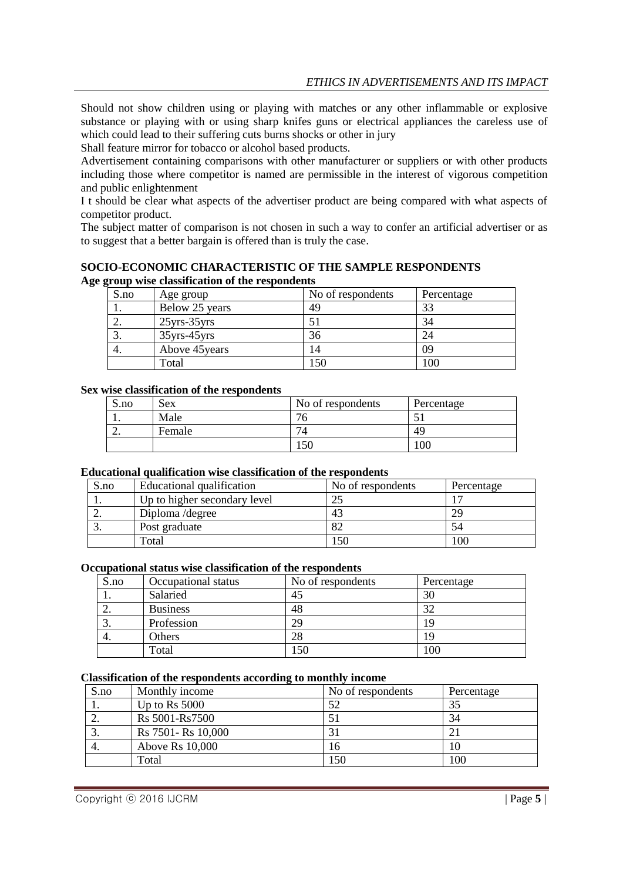Should not show children using or playing with matches or any other inflammable or explosive substance or playing with or using sharp knifes guns or electrical appliances the careless use of which could lead to their suffering cuts burns shocks or other in jury

Shall feature mirror for tobacco or alcohol based products.

Advertisement containing comparisons with other manufacturer or suppliers or with other products including those where competitor is named are permissible in the interest of vigorous competition and public enlightenment

I t should be clear what aspects of the advertiser product are being compared with what aspects of competitor product.

The subject matter of comparison is not chosen in such a way to confer an artificial advertiser or as to suggest that a better bargain is offered than is truly the case.

## SOCIO-ECONOMIC CHARACTERISTIC OF THE SAMPLE RESPONDENTS

**Age group wise classification of the respondents**

| S.no | Age group | No of respondents | Percentage |
|---|---|---|---|
| 1. | Below 25 years | 49 | 33 |
| 2. | 25yrs-35yrs | 51 | 34 |
| 3. | 35yrs-45yrs | 36 | 24 |
| 4. | Above 45years | 14 | 09 |
| | Total | 150 | 100 |

**Sex wise classification of the respondents**

| S.no | Sex | No of respondents | Percentage |
|---|---|---|---|
| 1. | Male | 76 | 51 |
| 2. | Female | 74 | 49 |
| | | 150 | 100 |

**Educational qualification wise classification of the respondents**

| S.no | Educational qualification | No of respondents | Percentage |
|---|---|---|---|
| 1. | Up to higher secondary level | 25 | 17 |
| 2. | Diploma /degree | 43 | 29 |
| 3. | Post graduate | 82 | 54 |
| | Total | 150 | 100 |

**Occupational status wise classification of the respondents**

| S.no | Occupational status | No of respondents | Percentage |
|---|---|---|---|
| 1. | Salaried | 45 | 30 |
| 2. | Business | 48 | 32 |
| 3. | Profession | 29 | 19 |
| 4. | Others | 28 | 19 |
| | Total | 150 | 100 |

**Classification of the respondents according to monthly income**

| S.no | Monthly income | No of respondents | Percentage |
|---|---|---|---|
| 1. | Up to Rs 5000 | 52 | 35 |
| 2. | Rs 5001-Rs7500 | 51 | 34 |
| 3. | Rs 7501- Rs 10,000 | 31 | 21 |
| 4. | Above Rs 10,000 | 16 | 10 |
| | Total | 150 | 100 |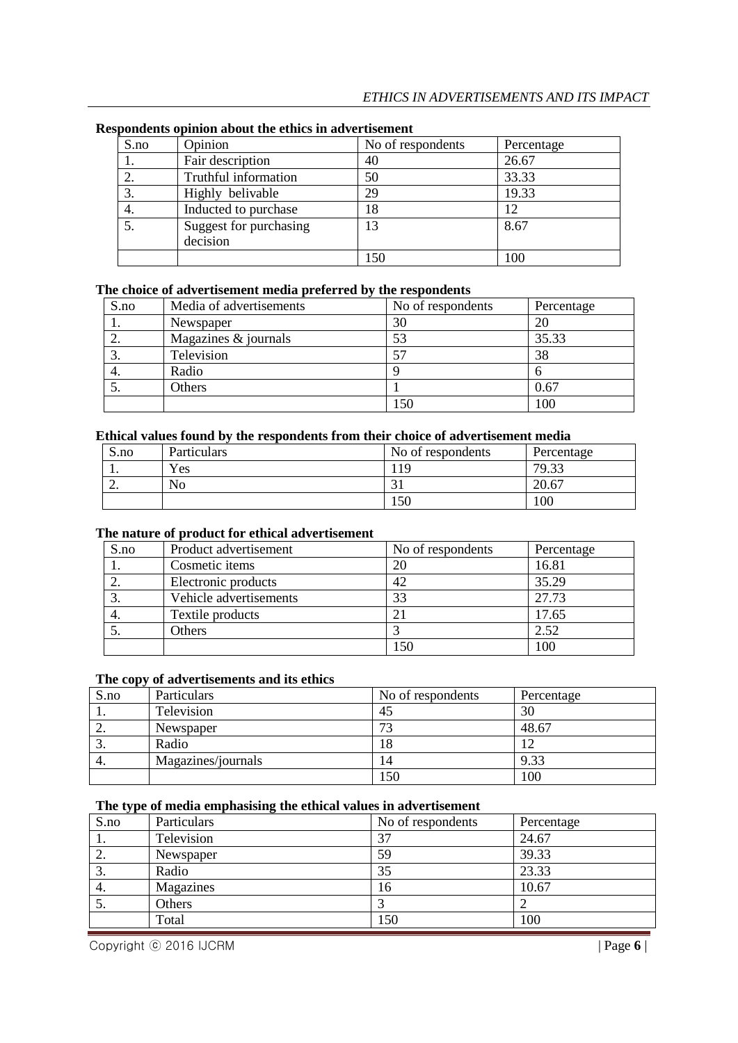**Respondents opinion about the ethics in advertisement**

| S.no | Opinion | No of respondents | Percentage |
|---|---|---|---|
| 1. | Fair description | 40 | 26.67 |
| 2. | Truthful information | 50 | 33.33 |
| 3. | Highly belivable | 29 | 19.33 |
| 4. | Inducted to purchase | 18 | 12 |
| 5. | Suggest for purchasing decision | 13 | 8.67 |
| | | 150 | 100 |

**The choice of advertisement media preferred by the respondents**

| S.no | Media of advertisements | No of respondents | Percentage |
|---|---|---|---|
| 1. | Newspaper | 30 | 20 |
| 2. | Magazines & journals | 53 | 35.33 |
| 3. | Television | 57 | 38 |
| 4. | Radio | 9 | 6 |
| 5. | Others | 1 | 0.67 |
| | | 150 | 100 |

**Ethical values found by the respondents from their choice of advertisement media**

| S.no | Particulars | No of respondents | Percentage |
|---|---|---|---|
| 1. | Yes | 119 | 79.33 |
| 2. | No | 31 | 20.67 |
| | | 150 | 100 |

**The nature of product for ethical advertisement**

| S.no | Product advertisement | No of respondents | Percentage |
|---|---|---|---|
| 1. | Cosmetic items | 20 | 16.81 |
| 2. | Electronic products | 42 | 35.29 |
| 3. | Vehicle advertisements | 33 | 27.73 |
| 4. | Textile products | 21 | 17.65 |
| 5. | Others | 3 | 2.52 |
| | | 150 | 100 |

**The copy of advertisements and its ethics**

| S.no | Particulars | No of respondents | Percentage |
|---|---|---|---|
| 1. | Television | 45 | 30 |
| 2. | Newspaper | 73 | 48.67 |
| 3. | Radio | 18 | 12 |
| 4. | Magazines/journals | 14 | 9.33 |
| | | 150 | 100 |

**The type of media emphasising the ethical values in advertisement**

| S.no | Particulars | No of respondents | Percentage |
|---|---|---|---|
| 1. | Television | 37 | 24.67 |
| 2. | Newspaper | 59 | 39.33 |
| 3. | Radio | 35 | 23.33 |
| 4. | Magazines | 16 | 10.67 |
| 5. | Others | 3 | 2 |
| | Total | 150 | 100 |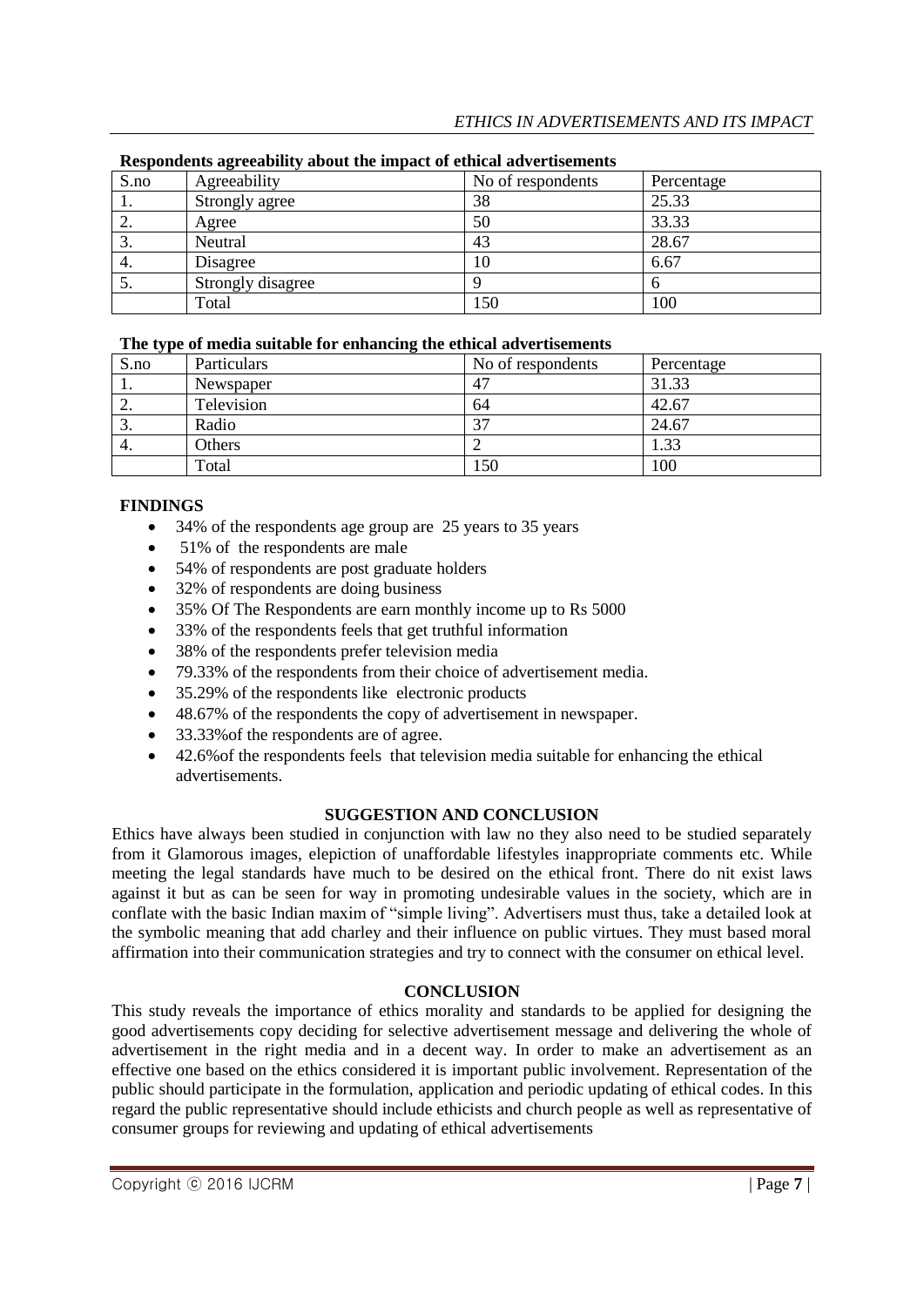**Respondents agreeability about the impact of ethical advertisements**

| S.no | Agreeability | No of respondents | Percentage |
|---|---|---|---|
| 1. | Strongly agree | 38 | 25.33 |
| 2. | Agree | 50 | 33.33 |
| 3. | Neutral | 43 | 28.67 |
| 4. | Disagree | 10 | 6.67 |
| 5. | Strongly disagree | 9 | 6 |
| | Total | 150 | 100 |

**The type of media suitable for enhancing the ethical advertisements**

| S.no | Particulars | No of respondents | Percentage |
|---|---|---|---|
| 1. | Newspaper | 47 | 31.33 |
| 2. | Television | 64 | 42.67 |
| 3. | Radio | 37 | 24.67 |
| 4. | Others | 2 | 1.33 |
| | Total | 150 | 100 |

**FINDINGS**

- 34% of the respondents age group are 25 years to 35 years
- 51% of the respondents are male
- 54% of respondents are post graduate holders
- 32% of respondents are doing business
- 35% Of The Respondents are earn monthly income up to Rs 5000
- 33% of the respondents feels that get truthful information
- 38% of the respondents prefer television media
- 79.33% of the respondents from their choice of advertisement media.
- 35.29% of the respondents like electronic products
- 48.67% of the respondents the copy of advertisement in newspaper.
- 33.33%of the respondents are of agree.
- 42.6%of the respondents feels that television media suitable for enhancing the ethical advertisements.

**SUGGESTION AND CONCLUSION**

Ethics have always been studied in conjunction with law no they also need to be studied separately from it Glamorous images, elepiction of unaffordable lifestyles inappropriate comments etc. While meeting the legal standards have much to be desired on the ethical front. There do nit exist laws against it but as can be seen for way in promoting undesirable values in the society, which are in conflate with the basic Indian maxim of "simple living". Advertisers must thus, take a detailed look at the symbolic meaning that add charley and their influence on public virtues. They must based moral affirmation into their communication strategies and try to connect with the consumer on ethical level.

**CONCLUSION**

This study reveals the importance of ethics morality and standards to be applied for designing the good advertisements copy deciding for selective advertisement message and delivering the whole of advertisement in the right media and in a decent way. In order to make an advertisement as an effective one based on the ethics considered it is important public involvement. Representation of the public should participate in the formulation, application and periodic updating of ethical codes. In this regard the public representative should include ethicists and church people as well as representative of consumer groups for reviewing and updating of ethical advertisements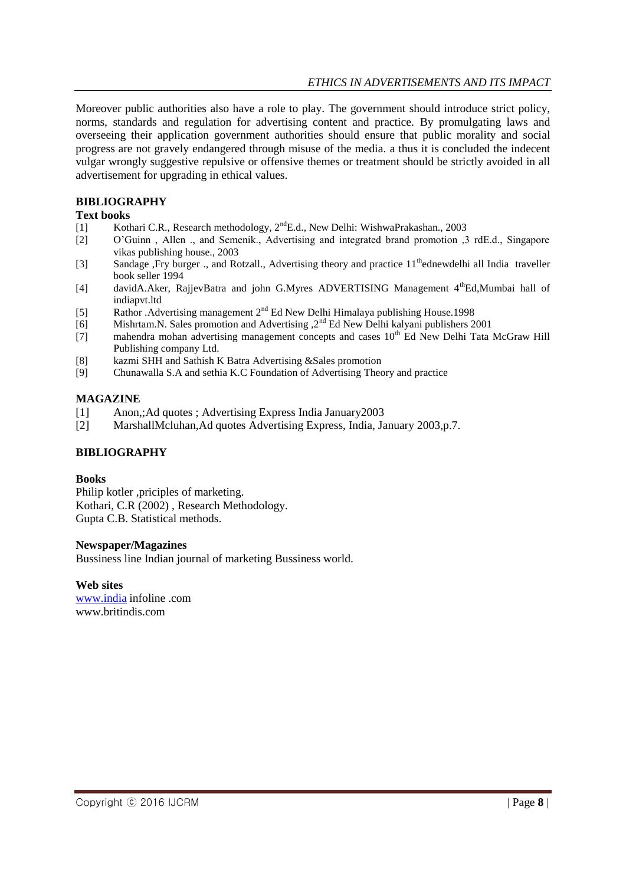Moreover public authorities also have a role to play. The government should introduce strict policy, norms, standards and regulation for advertising content and practice. By promulgating laws and overseeing their application government authorities should ensure that public morality and social progress are not gravely endangered through misuse of the media. a thus it is concluded the indecent vulgar wrongly suggestive repulsive or offensive themes or treatment should be strictly avoided in all advertisement for upgrading in ethical values.

## BIBLIOGRAPHY

### Text books

[1] Kothari C.R., Research methodology, 2ndE.d., New Delhi: WishwaPrakashan., 2003

[2] O'Guinn , Allen ., and Semenik., Advertising and integrated brand promotion ,3 rdE.d., Singapore vikas publishing house., 2003

[3] Sandage ,Fry burger ., and Rotzall., Advertising theory and practice 11thednewdelhi all India traveller book seller 1994

[4] davidA.Aker, RajjevBatra and john G.Myres ADVERTISING Management 4thEd,Mumbai hall of indiapvt.ltd

[5] Rathor .Advertising management 2nd Ed New Delhi Himalaya publishing House.1998

[6] Mishrtam.N. Sales promotion and Advertising ,2nd Ed New Delhi kalyani publishers 2001

[7] mahendra mohan advertising management concepts and cases 10th Ed New Delhi Tata McGraw Hill Publishing company Ltd.

[8] kazmi SHH and Sathish K Batra Advertising &Sales promotion

[9] Chunawalla S.A and sethia K.C Foundation of Advertising Theory and practice

## MAGAZINE

[1] Anon,;Ad quotes ; Advertising Express India January2003

[2] MarshallMcluhan,Ad quotes Advertising Express, India, January 2003,p.7.

## BIBLIOGRAPHY

### Books

Philip kotler ,priciples of marketing.
Kothari, C.R (2002) , Research Methodology.
Gupta C.B. Statistical methods.

### Newspaper/Magazines

Bussiness line Indian journal of marketing Bussiness world.

### Web sites

www.india infoline .com
www.britindis.com